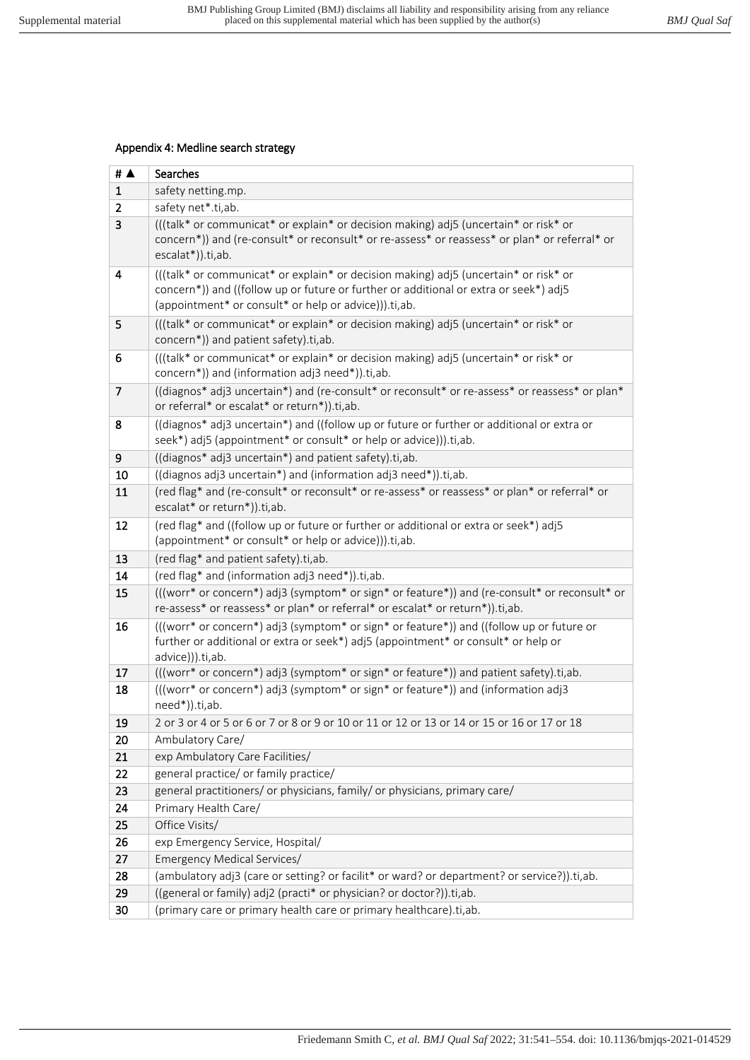## Appendix 4: Medline search strategy

| # ▲ | Searches |
|---|---|
| 1 | safety netting.mp. |
| 2 | safety net*.ti,ab. |
| 3 | (((talk* or communicat* or explain* or decision making) adj5 (uncertain* or risk* or concern*)) and (re-consult* or reconsult* or re-assess* or reassess* or plan* or referral* or escalat*)).ti,ab. |
| 4 | (((talk* or communicat* or explain* or decision making) adj5 (uncertain* or risk* or concern*)) and ((follow up or future or further or additional or extra or seek*) adj5 (appointment* or consult* or help or advice))).ti,ab. |
| 5 | (((talk* or communicat* or explain* or decision making) adj5 (uncertain* or risk* or concern*)) and patient safety).ti,ab. |
| 6 | (((talk* or communicat* or explain* or decision making) adj5 (uncertain* or risk* or concern*)) and (information adj3 need*)).ti,ab. |
| 7 | ((diagnos* adj3 uncertain*) and (re-consult* or reconsult* or re-assess* or reassess* or plan* or referral* or escalat* or return*)).ti,ab. |
| 8 | ((diagnos* adj3 uncertain*) and ((follow up or future or further or additional or extra or seek*) adj5 (appointment* or consult* or help or advice))).ti,ab. |
| 9 | ((diagnos* adj3 uncertain*) and patient safety).ti,ab. |
| 10 | ((diagnos adj3 uncertain*) and (information adj3 need*)).ti,ab. |
| 11 | (red flag* and (re-consult* or reconsult* or re-assess* or reassess* or plan* or referral* or escalat* or return*)).ti,ab. |
| 12 | (red flag* and ((follow up or future or further or additional or extra or seek*) adj5 (appointment* or consult* or help or advice))).ti,ab. |
| 13 | (red flag* and patient safety).ti,ab. |
| 14 | (red flag* and (information adj3 need*)).ti,ab. |
| 15 | (((worr* or concern*) adj3 (symptom* or sign* or feature*)) and (re-consult* or reconsult* or re-assess* or reassess* or plan* or referral* or escalat* or return*)).ti,ab. |
| 16 | (((worr* or concern*) adj3 (symptom* or sign* or feature*)) and ((follow up or future or further or additional or extra or seek*) adj5 (appointment* or consult* or help or advice))).ti,ab. |
| 17 | (((worr* or concern*) adj3 (symptom* or sign* or feature*)) and patient safety).ti,ab. |
| 18 | (((worr* or concern*) adj3 (symptom* or sign* or feature*)) and (information adj3 need*)).ti,ab. |
| 19 | 2 or 3 or 4 or 5 or 6 or 7 or 8 or 9 or 10 or 11 or 12 or 13 or 14 or 15 or 16 or 17 or 18 |
| 20 | Ambulatory Care/ |
| 21 | exp Ambulatory Care Facilities/ |
| 22 | general practice/ or family practice/ |
| 23 | general practitioners/ or physicians, family/ or physicians, primary care/ |
| 24 | Primary Health Care/ |
| 25 | Office Visits/ |
| 26 | exp Emergency Service, Hospital/ |
| 27 | Emergency Medical Services/ |
| 28 | (ambulatory adj3 (care or setting? or facilit* or ward? or department? or service?)).ti,ab. |
| 29 | ((general or family) adj2 (practi* or physician? or doctor?)).ti,ab. |
| 30 | (primary care or primary health care or primary healthcare).ti,ab. |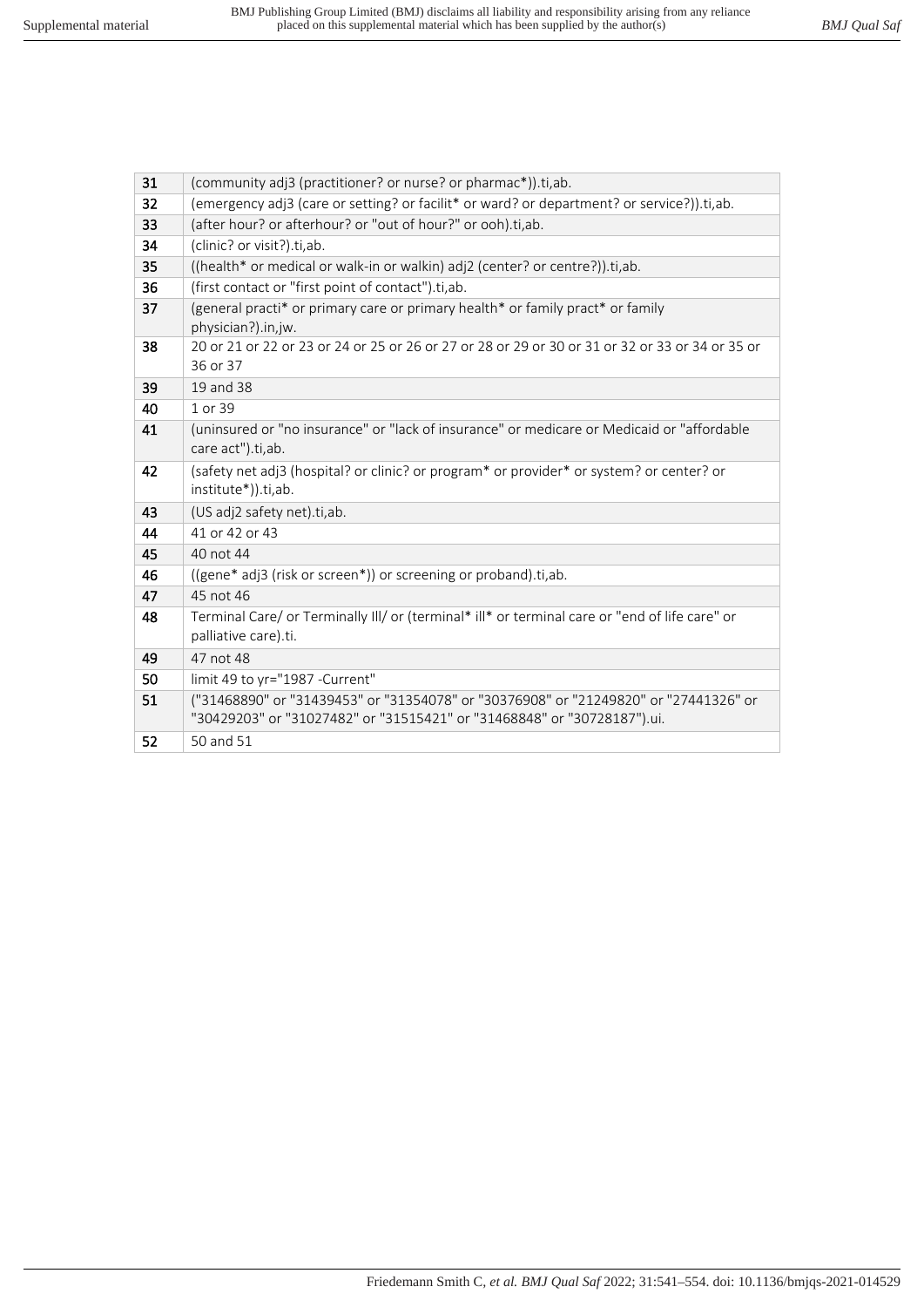| | |
|---|---|
| 31 | (community adj3 (practitioner? or nurse? or pharmac*)).ti,ab. |
| 32 | (emergency adj3 (care or setting? or facilit* or ward? or department? or service?)).ti,ab. |
| 33 | (after hour? or afterhour? or "out of hour?" or ooh).ti,ab. |
| 34 | (clinic? or visit?).ti,ab. |
| 35 | ((health* or medical or walk-in or walkin) adj2 (center? or centre?)).ti,ab. |
| 36 | (first contact or "first point of contact").ti,ab. |
| 37 | (general practi* or primary care or primary health* or family pract* or family physician?).in,jw. |
| 38 | 20 or 21 or 22 or 23 or 24 or 25 or 26 or 27 or 28 or 29 or 30 or 31 or 32 or 33 or 34 or 35 or 36 or 37 |
| 39 | 19 and 38 |
| 40 | 1 or 39 |
| 41 | (uninsured or "no insurance" or "lack of insurance" or medicare or Medicaid or "affordable care act").ti,ab. |
| 42 | (safety net adj3 (hospital? or clinic? or program* or provider* or system? or center? or institute*)).ti,ab. |
| 43 | (US adj2 safety net).ti,ab. |
| 44 | 41 or 42 or 43 |
| 45 | 40 not 44 |
| 46 | ((gene* adj3 (risk or screen*)) or screening or proband).ti,ab. |
| 47 | 45 not 46 |
| 48 | Terminal Care/ or Terminally Ill/ or (terminal* ill* or terminal care or "end of life care" or palliative care).ti. |
| 49 | 47 not 48 |
| 50 | limit 49 to yr="1987 -Current" |
| 51 | ("31468890" or "31439453" or "31354078" or "30376908" or "21249820" or "27441326" or "30429203" or "31027482" or "31515421" or "31468848" or "30728187").ui. |
| 52 | 50 and 51 |